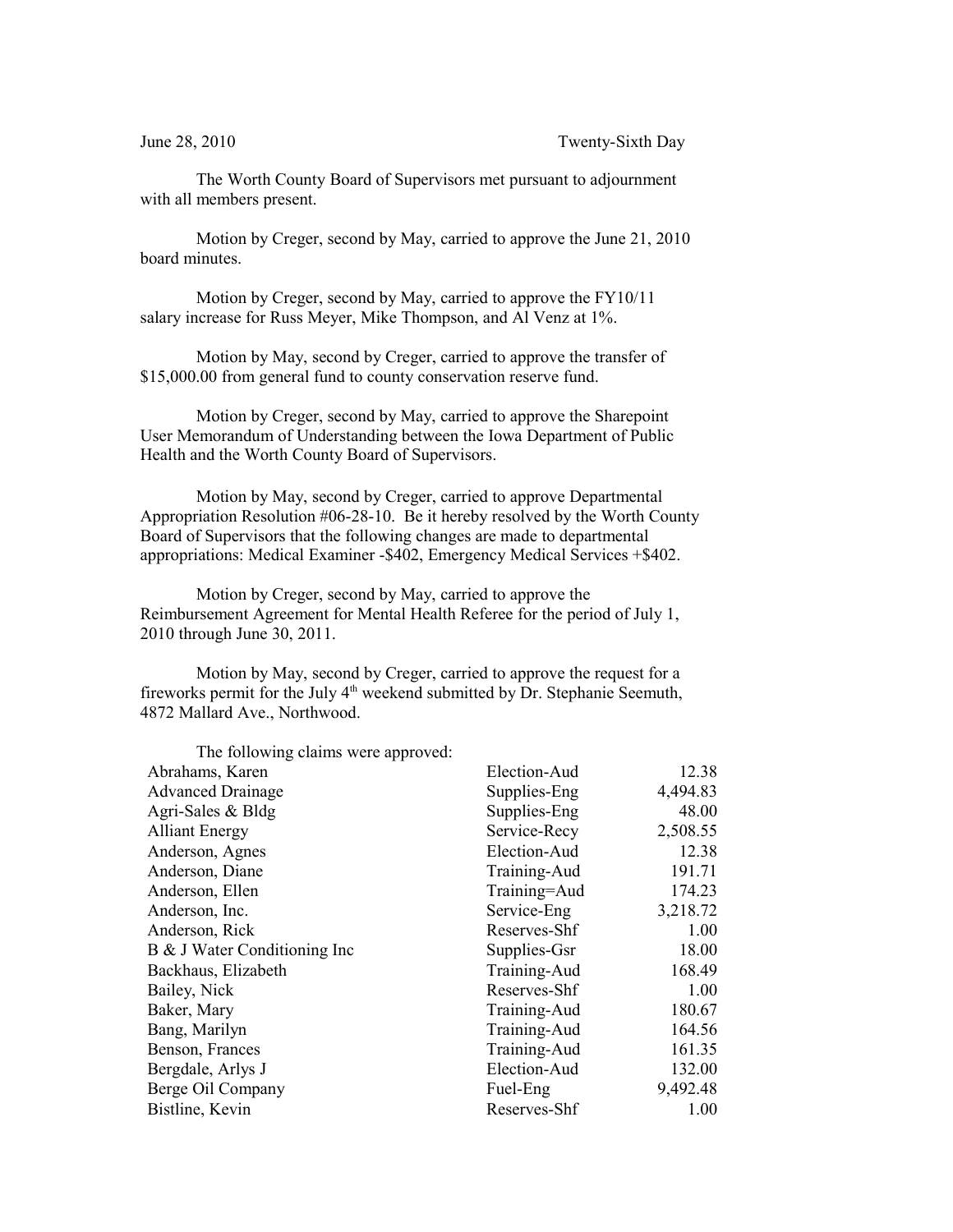June 28, 2010 Twenty-Sixth Day

The Worth County Board of Supervisors met pursuant to adjournment with all members present.

Motion by Creger, second by May, carried to approve the June 21, 2010 board minutes.

Motion by Creger, second by May, carried to approve the FY10/11 salary increase for Russ Meyer, Mike Thompson, and Al Venz at 1%.

Motion by May, second by Creger, carried to approve the transfer of $15,000.00 from general fund to county conservation reserve fund.

Motion by Creger, second by May, carried to approve the Sharepoint User Memorandum of Understanding between the Iowa Department of Public Health and the Worth County Board of Supervisors.

Motion by May, second by Creger, carried to approve Departmental Appropriation Resolution #06-28-10. Be it hereby resolved by the Worth County Board of Supervisors that the following changes are made to departmental appropriations: Medical Examiner -$402, Emergency Medical Services +$402.

Motion by Creger, second by May, carried to approve the Reimbursement Agreement for Mental Health Referee for the period of July 1, 2010 through June 30, 2011.

Motion by May, second by Creger, carried to approve the request for a fireworks permit for the July 4th weekend submitted by Dr. Stephanie Seemuth, 4872 Mallard Ave., Northwood.

The following claims were approved:

| | | |
|---|---|---|
| Abrahams, Karen | Election-Aud | 12.38 |
| Advanced Drainage | Supplies-Eng | 4,494.83 |
| Agri-Sales & Bldg | Supplies-Eng | 48.00 |
| Alliant Energy | Service-Recy | 2,508.55 |
| Anderson, Agnes | Election-Aud | 12.38 |
| Anderson, Diane | Training-Aud | 191.71 |
| Anderson, Ellen | Training=Aud | 174.23 |
| Anderson, Inc. | Service-Eng | 3,218.72 |
| Anderson, Rick | Reserves-Shf | 1.00 |
| B & J Water Conditioning Inc | Supplies-Gsr | 18.00 |
| Backhaus, Elizabeth | Training-Aud | 168.49 |
| Bailey, Nick | Reserves-Shf | 1.00 |
| Baker, Mary | Training-Aud | 180.67 |
| Bang, Marilyn | Training-Aud | 164.56 |
| Benson, Frances | Training-Aud | 161.35 |
| Bergdale, Arlys J | Election-Aud | 132.00 |
| Berge Oil Company | Fuel-Eng | 9,492.48 |
| Bistline, Kevin | Reserves-Shf | 1.00 |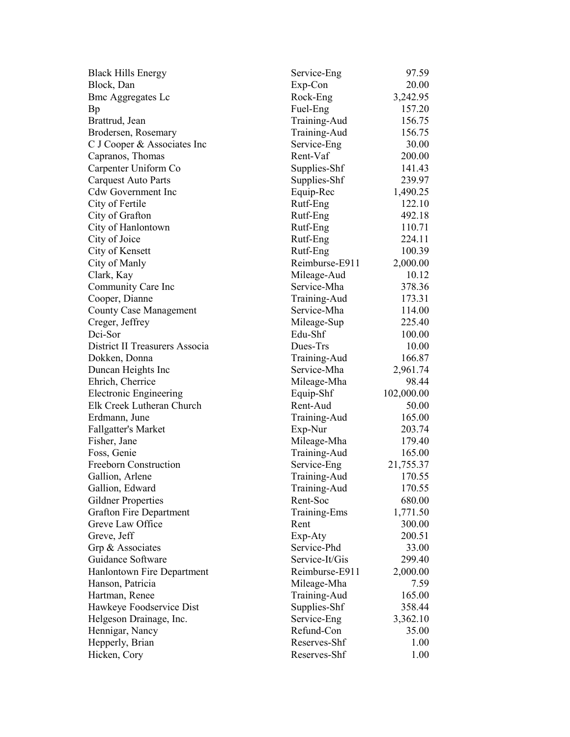| | | |
|---|---|---|
| Black Hills Energy | Service-Eng | 97.59 |
| Block, Dan | Exp-Con | 20.00 |
| Bmc Aggregates Lc | Rock-Eng | 3,242.95 |
| Bp | Fuel-Eng | 157.20 |
| Brattrud, Jean | Training-Aud | 156.75 |
| Brodersen, Rosemary | Training-Aud | 156.75 |
| C J Cooper & Associates Inc | Service-Eng | 30.00 |
| Capranos, Thomas | Rent-Vaf | 200.00 |
| Carpenter Uniform Co | Supplies-Shf | 141.43 |
| Carquest Auto Parts | Supplies-Shf | 239.97 |
| Cdw Government Inc | Equip-Rec | 1,490.25 |
| City of Fertile | Rutf-Eng | 122.10 |
| City of Grafton | Rutf-Eng | 492.18 |
| City of Hanlontown | Rutf-Eng | 110.71 |
| City of Joice | Rutf-Eng | 224.11 |
| City of Kensett | Rutf-Eng | 100.39 |
| City of Manly | Reimburse-E911 | 2,000.00 |
| Clark, Kay | Mileage-Aud | 10.12 |
| Community Care Inc | Service-Mha | 378.36 |
| Cooper, Dianne | Training-Aud | 173.31 |
| County Case Management | Service-Mha | 114.00 |
| Creger, Jeffrey | Mileage-Sup | 225.40 |
| Dci-Sor | Edu-Shf | 100.00 |
| District II Treasurers Associa | Dues-Trs | 10.00 |
| Dokken, Donna | Training-Aud | 166.87 |
| Duncan Heights Inc | Service-Mha | 2,961.74 |
| Ehrich, Cherrice | Mileage-Mha | 98.44 |
| Electronic Engineering | Equip-Shf | 102,000.00 |
| Elk Creek Lutheran Church | Rent-Aud | 50.00 |
| Erdmann, June | Training-Aud | 165.00 |
| Fallgatter's Market | Exp-Nur | 203.74 |
| Fisher, Jane | Mileage-Mha | 179.40 |
| Foss, Genie | Training-Aud | 165.00 |
| Freeborn Construction | Service-Eng | 21,755.37 |
| Gallion, Arlene | Training-Aud | 170.55 |
| Gallion, Edward | Training-Aud | 170.55 |
| Gildner Properties | Rent-Soc | 680.00 |
| Grafton Fire Department | Training-Ems | 1,771.50 |
| Greve Law Office | Rent | 300.00 |
| Greve, Jeff | Exp-Aty | 200.51 |
| Grp & Associates | Service-Phd | 33.00 |
| Guidance Software | Service-It/Gis | 299.40 |
| Hanlontown Fire Department | Reimburse-E911 | 2,000.00 |
| Hanson, Patricia | Mileage-Mha | 7.59 |
| Hartman, Renee | Training-Aud | 165.00 |
| Hawkeye Foodservice Dist | Supplies-Shf | 358.44 |
| Helgeson Drainage, Inc. | Service-Eng | 3,362.10 |
| Hennigar, Nancy | Refund-Con | 35.00 |
| Hepperly, Brian | Reserves-Shf | 1.00 |
| Hicken, Cory | Reserves-Shf | 1.00 |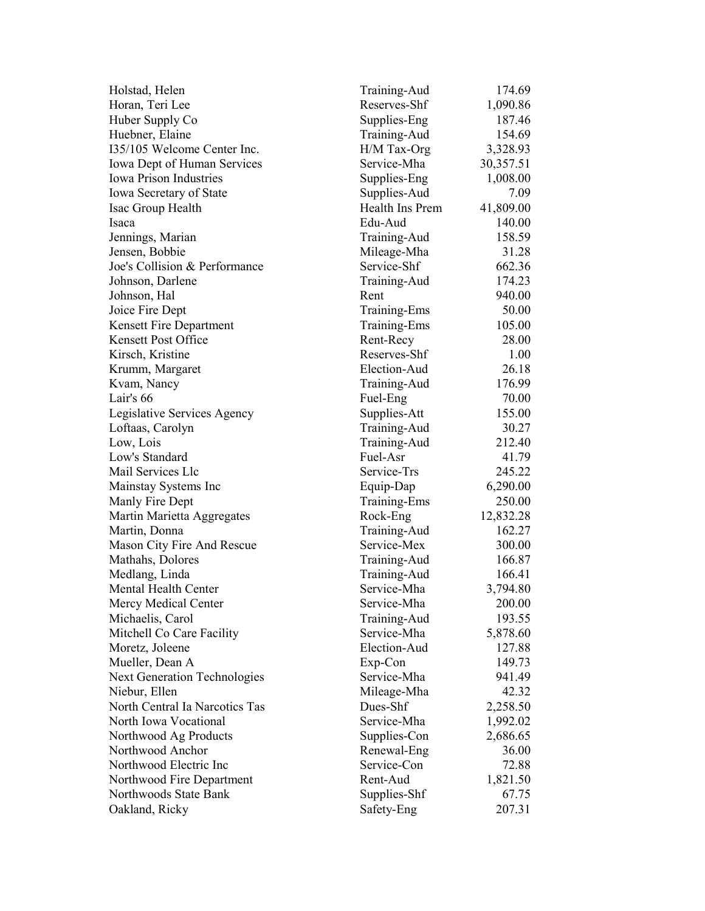| | | |
|---|---|---|
| Holstad, Helen | Training-Aud | 174.69 |
| Horan, Teri Lee | Reserves-Shf | 1,090.86 |
| Huber Supply Co | Supplies-Eng | 187.46 |
| Huebner, Elaine | Training-Aud | 154.69 |
| I35/105 Welcome Center Inc. | H/M Tax-Org | 3,328.93 |
| Iowa Dept of Human Services | Service-Mha | 30,357.51 |
| Iowa Prison Industries | Supplies-Eng | 1,008.00 |
| Iowa Secretary of State | Supplies-Aud | 7.09 |
| Isac Group Health | Health Ins Prem | 41,809.00 |
| Isaca | Edu-Aud | 140.00 |
| Jennings, Marian | Training-Aud | 158.59 |
| Jensen, Bobbie | Mileage-Mha | 31.28 |
| Joe's Collision & Performance | Service-Shf | 662.36 |
| Johnson, Darlene | Training-Aud | 174.23 |
| Johnson, Hal | Rent | 940.00 |
| Joice Fire Dept | Training-Ems | 50.00 |
| Kensett Fire Department | Training-Ems | 105.00 |
| Kensett Post Office | Rent-Recy | 28.00 |
| Kirsch, Kristine | Reserves-Shf | 1.00 |
| Krumm, Margaret | Election-Aud | 26.18 |
| Kvam, Nancy | Training-Aud | 176.99 |
| Lair's 66 | Fuel-Eng | 70.00 |
| Legislative Services Agency | Supplies-Att | 155.00 |
| Loftaas, Carolyn | Training-Aud | 30.27 |
| Low, Lois | Training-Aud | 212.40 |
| Low's Standard | Fuel-Asr | 41.79 |
| Mail Services Llc | Service-Trs | 245.22 |
| Mainstay Systems Inc | Equip-Dap | 6,290.00 |
| Manly Fire Dept | Training-Ems | 250.00 |
| Martin Marietta Aggregates | Rock-Eng | 12,832.28 |
| Martin, Donna | Training-Aud | 162.27 |
| Mason City Fire And Rescue | Service-Mex | 300.00 |
| Mathahs, Dolores | Training-Aud | 166.87 |
| Medlang, Linda | Training-Aud | 166.41 |
| Mental Health Center | Service-Mha | 3,794.80 |
| Mercy Medical Center | Service-Mha | 200.00 |
| Michaelis, Carol | Training-Aud | 193.55 |
| Mitchell Co Care Facility | Service-Mha | 5,878.60 |
| Moretz, Joleene | Election-Aud | 127.88 |
| Mueller, Dean A | Exp-Con | 149.73 |
| Next Generation Technologies | Service-Mha | 941.49 |
| Niebur, Ellen | Mileage-Mha | 42.32 |
| North Central Ia Narcotics Tas | Dues-Shf | 2,258.50 |
| North Iowa Vocational | Service-Mha | 1,992.02 |
| Northwood Ag Products | Supplies-Con | 2,686.65 |
| Northwood Anchor | Renewal-Eng | 36.00 |
| Northwood Electric Inc | Service-Con | 72.88 |
| Northwood Fire Department | Rent-Aud | 1,821.50 |
| Northwoods State Bank | Supplies-Shf | 67.75 |
| Oakland, Ricky | Safety-Eng | 207.31 |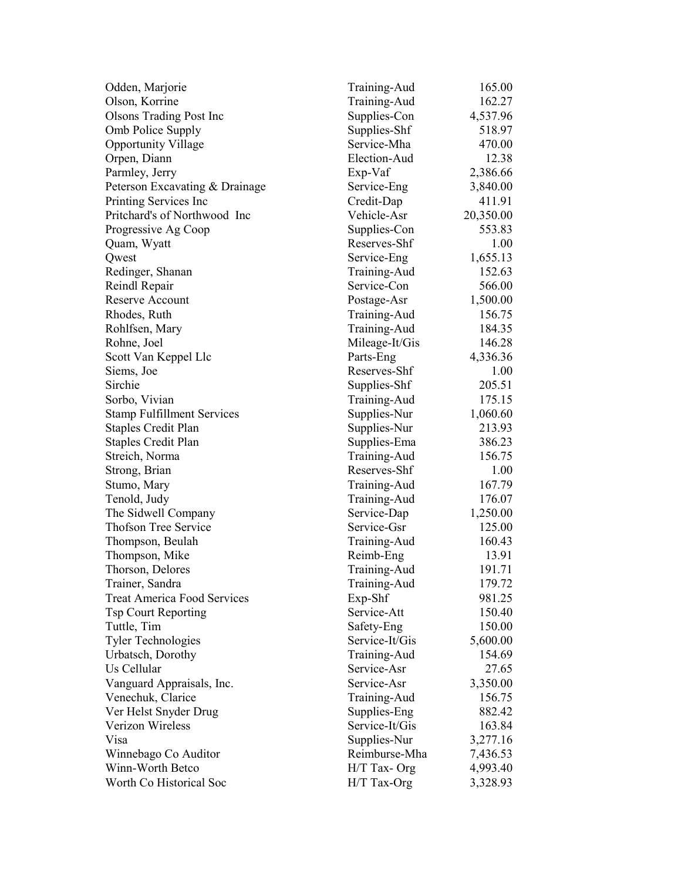| | | |
|---|---|---|
| Odden, Marjorie | Training-Aud | 165.00 |
| Olson, Korrine | Training-Aud | 162.27 |
| Olsons Trading Post Inc | Supplies-Con | 4,537.96 |
| Omb Police Supply | Supplies-Shf | 518.97 |
| Opportunity Village | Service-Mha | 470.00 |
| Orpen, Diann | Election-Aud | 12.38 |
| Parmley, Jerry | Exp-Vaf | 2,386.66 |
| Peterson Excavating & Drainage | Service-Eng | 3,840.00 |
| Printing Services Inc | Credit-Dap | 411.91 |
| Pritchard's of Northwood Inc | Vehicle-Asr | 20,350.00 |
| Progressive Ag Coop | Supplies-Con | 553.83 |
| Quam, Wyatt | Reserves-Shf | 1.00 |
| Qwest | Service-Eng | 1,655.13 |
| Redinger, Shanan | Training-Aud | 152.63 |
| Reindl Repair | Service-Con | 566.00 |
| Reserve Account | Postage-Asr | 1,500.00 |
| Rhodes, Ruth | Training-Aud | 156.75 |
| Rohlfsen, Mary | Training-Aud | 184.35 |
| Rohne, Joel | Mileage-It/Gis | 146.28 |
| Scott Van Keppel Llc | Parts-Eng | 4,336.36 |
| Siems, Joe | Reserves-Shf | 1.00 |
| Sirchie | Supplies-Shf | 205.51 |
| Sorbo, Vivian | Training-Aud | 175.15 |
| Stamp Fulfillment Services | Supplies-Nur | 1,060.60 |
| Staples Credit Plan | Supplies-Nur | 213.93 |
| Staples Credit Plan | Supplies-Ema | 386.23 |
| Streich, Norma | Training-Aud | 156.75 |
| Strong, Brian | Reserves-Shf | 1.00 |
| Stumo, Mary | Training-Aud | 167.79 |
| Tenold, Judy | Training-Aud | 176.07 |
| The Sidwell Company | Service-Dap | 1,250.00 |
| Thofson Tree Service | Service-Gsr | 125.00 |
| Thompson, Beulah | Training-Aud | 160.43 |
| Thompson, Mike | Reimb-Eng | 13.91 |
| Thorson, Delores | Training-Aud | 191.71 |
| Trainer, Sandra | Training-Aud | 179.72 |
| Treat America Food Services | Exp-Shf | 981.25 |
| Tsp Court Reporting | Service-Att | 150.40 |
| Tuttle, Tim | Safety-Eng | 150.00 |
| Tyler Technologies | Service-It/Gis | 5,600.00 |
| Urbatsch, Dorothy | Training-Aud | 154.69 |
| Us Cellular | Service-Asr | 27.65 |
| Vanguard Appraisals, Inc. | Service-Asr | 3,350.00 |
| Venechuk, Clarice | Training-Aud | 156.75 |
| Ver Helst Snyder Drug | Supplies-Eng | 882.42 |
| Verizon Wireless | Service-It/Gis | 163.84 |
| Visa | Supplies-Nur | 3,277.16 |
| Winnebago Co Auditor | Reimburse-Mha | 7,436.53 |
| Winn-Worth Betco | H/T Tax- Org | 4,993.40 |
| Worth Co Historical Soc | H/T Tax-Org | 3,328.93 |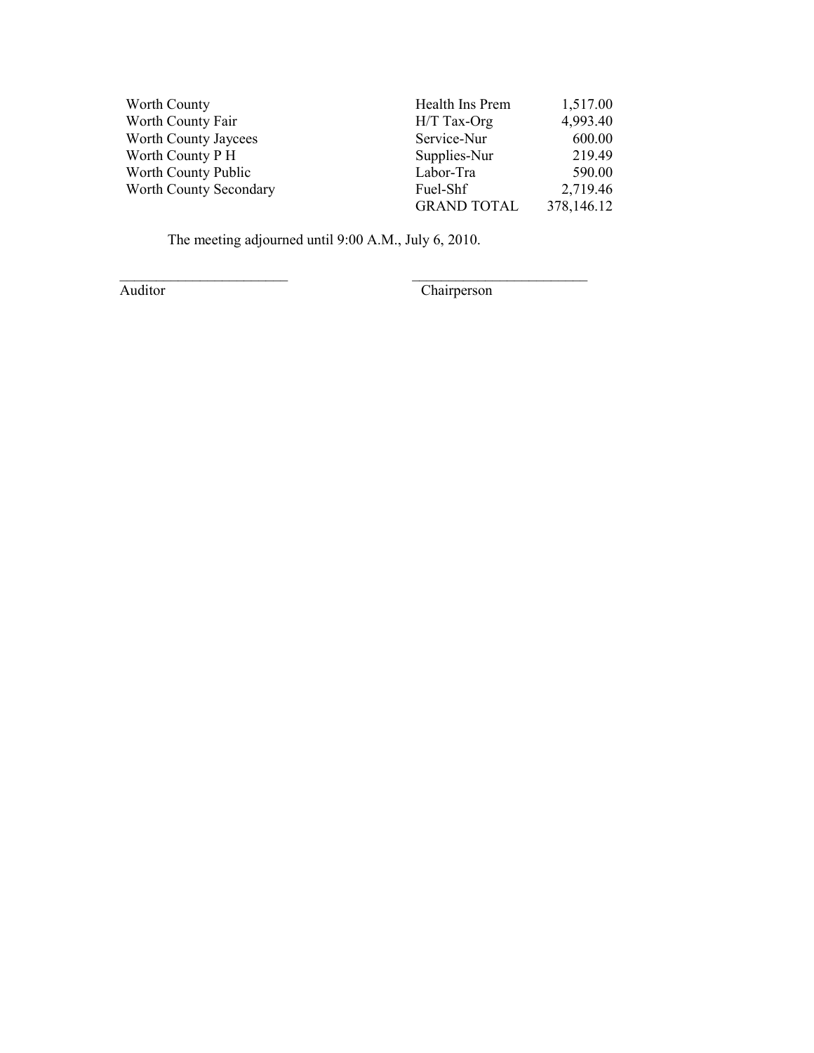| | | |
|---|---|---|
| Worth County | Health Ins Prem | 1,517.00 |
| Worth County Fair | H/T Tax-Org | 4,993.40 |
| Worth County Jaycees | Service-Nur | 600.00 |
| Worth County P H | Supplies-Nur | 219.49 |
| Worth County Public | Labor-Tra | 590.00 |
| Worth County Secondary | Fuel-Shf | 2,719.46 |
| | GRAND TOTAL | 378,146.12 |

The meeting adjourned until 9:00 A.M., July 6, 2010.

________________________ ________________________

Auditor Chairperson